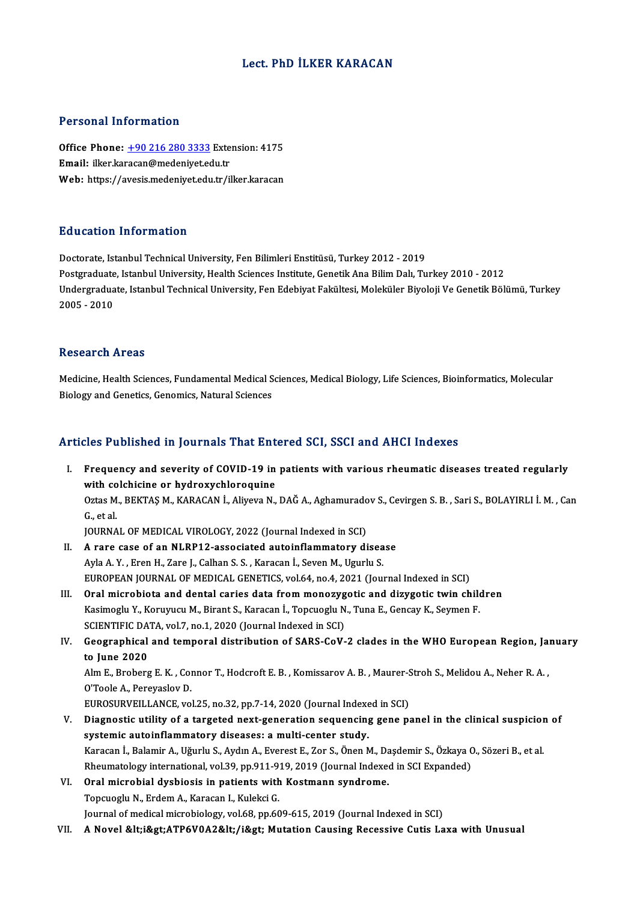# Lect. PhD İLKER KARACAN

## Personal Information

**Office Phone:** +90 216 280 3333 Extension: 4175
**Email:** ilker.karacan@medeniyet.edu.tr
**Web:** https://avesis.medeniyet.edu.tr/ilker.karacan

## Education Information

Doctorate, Istanbul Technical University, Fen Bilimleri Enstitüsü, Turkey 2012 - 2019
Postgraduate, Istanbul University, Health Sciences Institute, Genetik Ana Bilim Dalı, Turkey 2010 - 2012
Undergraduate, Istanbul Technical University, Fen Edebiyat Fakültesi, Moleküler Biyoloji Ve Genetik Bölümü, Turkey 2005 - 2010

## Research Areas

Medicine, Health Sciences, Fundamental Medical Sciences, Medical Biology, Life Sciences, Bioinformatics, Molecular Biology and Genetics, Genomics, Natural Sciences

## Articles Published in Journals That Entered SCI, SSCI and AHCI Indexes

I. **Frequency and severity of COVID-19 in patients with various rheumatic diseases treated regularly with colchicine or hydroxychloroquine**
Oztas M., BEKTAŞ M., KARACAN İ., Aliyeva N., DAĞ A., Aghamuradov S., Cevirgen S. B. , Sari S., BOLAYIRLI İ. M. , Can G., et al.
JOURNAL OF MEDICAL VIROLOGY, 2022 (Journal Indexed in SCI)

II. **A rare case of an NLRP12-associated autoinflammatory disease**
Ayla A. Y. , Eren H., Zare J., Calhan S. S. , Karacan İ., Seven M., Ugurlu S.
EUROPEAN JOURNAL OF MEDICAL GENETICS, vol.64, no.4, 2021 (Journal Indexed in SCI)

III. **Oral microbiota and dental caries data from monozygotic and dizygotic twin children**
Kasimoglu Y., Koruyucu M., Birant S., Karacan İ., Topcuoglu N., Tuna E., Gencay K., Seymen F.
SCIENTIFIC DATA, vol.7, no.1, 2020 (Journal Indexed in SCI)

IV. **Geographical and temporal distribution of SARS-CoV-2 clades in the WHO European Region, January to June 2020**
Alm E., Broberg E. K. , Connor T., Hodcroft E. B. , Komissarov A. B. , Maurer-Stroh S., Melidou A., Neher R. A. , O'Toole A., Pereyaslov D.
EUROSURVEILLANCE, vol.25, no.32, pp.7-14, 2020 (Journal Indexed in SCI)

V. **Diagnostic utility of a targeted next-generation sequencing gene panel in the clinical suspicion of systemic autoinflammatory diseases: a multi-center study.**
Karacan İ., Balamir A., Uğurlu S., Aydın A., Everest E., Zor S., Önen M., Daşdemir S., Özkaya O., Sözeri B., et al.
Rheumatology international, vol.39, pp.911-919, 2019 (Journal Indexed in SCI Expanded)

VI. **Oral microbial dysbiosis in patients with Kostmann syndrome.**
Topcuoglu N., Erdem A., Karacan I., Kulekci G.
Journal of medical microbiology, vol.68, pp.609-615, 2019 (Journal Indexed in SCI)

VII. **A Novel &lt;i&gt;ATP6V0A2&lt;/i&gt; Mutation Causing Recessive Cutis Laxa with Unusual**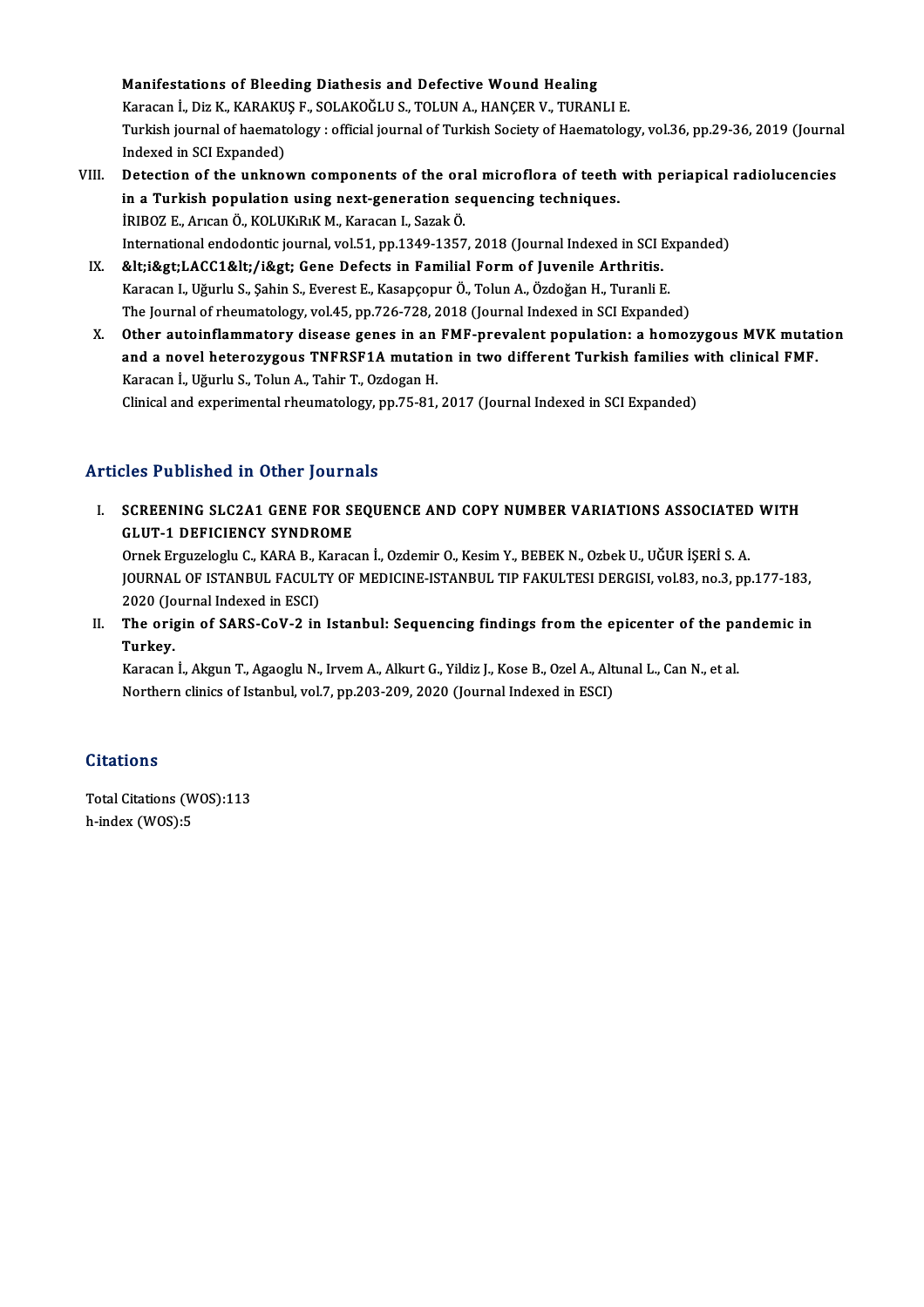Manifestations of Bleeding Diathesis and Defective Wound Healing
Karacan İ., Diz K., KARAKUŞ F., SOLAKOĞLU S., TOLUN A., HANÇER V., TURANLI E.
Turkish journal of haematology : official journal of Turkish Society of Haematology, vol.36, pp.29-36, 2019 (Journal Indexed in SCI Expanded)

VIII. **Detection of the unknown components of the oral microflora of teeth with periapical radiolucencies in a Turkish population using next-generation sequencing techniques.**
İRIBOZ E., Arıcan Ö., KOLUKıRıK M., Karacan I., Sazak Ö.
International endodontic journal, vol.51, pp.1349-1357, 2018 (Journal Indexed in SCI Expanded)

IX. **&lt;i&gt;LACC1&lt;/i&gt; Gene Defects in Familial Form of Juvenile Arthritis.**
Karacan I., Uğurlu S., Şahin S., Everest E., Kasapçopur Ö., Tolun A., Özdoğan H., Turanli E.
The Journal of rheumatology, vol.45, pp.726-728, 2018 (Journal Indexed in SCI Expanded)

X. **Other autoinflammatory disease genes in an FMF-prevalent population: a homozygous MVK mutation and a novel heterozygous TNFRSF1A mutation in two different Turkish families with clinical FMF.**
Karacan İ., Uğurlu S., Tolun A., Tahir T., Ozdogan H.
Clinical and experimental rheumatology, pp.75-81, 2017 (Journal Indexed in SCI Expanded)

## Articles Published in Other Journals

I. **SCREENING SLC2A1 GENE FOR SEQUENCE AND COPY NUMBER VARIATIONS ASSOCIATED WITH GLUT-1 DEFICIENCY SYNDROME**
Ornek Erguzeloglu C., KARA B., Karacan İ., Ozdemir O., Kesim Y., BEBEK N., Ozbek U., UĞUR İŞERİ S. A.
JOURNAL OF ISTANBUL FACULTY OF MEDICINE-ISTANBUL TIP FAKULTESI DERGISI, vol.83, no.3, pp.177-183, 2020 (Journal Indexed in ESCI)

II. **The origin of SARS-CoV-2 in Istanbul: Sequencing findings from the epicenter of the pandemic in Turkey.**
Karacan İ., Akgun T., Agaoglu N., Irvem A., Alkurt G., Yildiz J., Kose B., Ozel A., Altunal L., Can N., et al.
Northern clinics of Istanbul, vol.7, pp.203-209, 2020 (Journal Indexed in ESCI)

## Citations

Total Citations (WOS):113
h-index (WOS):5